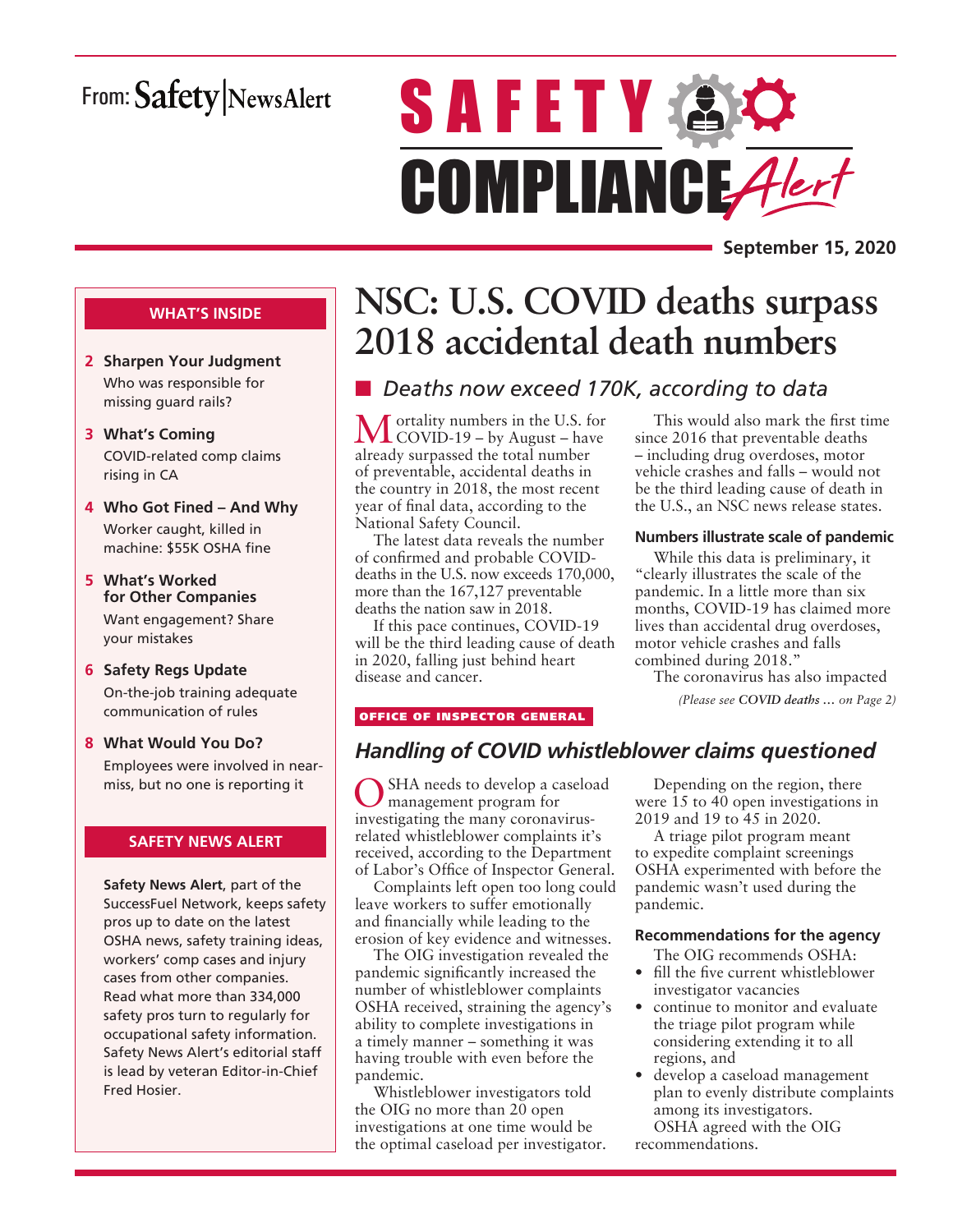From: Safety | NewsAlert

# SAFETY COMPLIANCE Alert

**September 15, 2020**

**WHAT'S INSIDE**

- **2 Sharpen Your Judgment**
  Who was responsible for missing guard rails?
- **3 What's Coming**
  COVID-related comp claims rising in CA
- **4 Who Got Fined – And Why**
  Worker caught, killed in machine: $55K OSHA fine
- **5 What's Worked for Other Companies**
  Want engagement? Share your mistakes
- **6 Safety Regs Update**
  On-the-job training adequate communication of rules
- **8 What Would You Do?**
  Employees were involved in near-miss, but no one is reporting it

**SAFETY NEWS ALERT**

**Safety News Alert**, part of the SuccessFuel Network, keeps safety pros up to date on the latest OSHA news, safety training ideas, workers' comp cases and injury cases from other companies. Read what more than 334,000 safety pros turn to regularly for occupational safety information. Safety News Alert's editorial staff is lead by veteran Editor-in-Chief Fred Hosier.

# NSC: U.S. COVID deaths surpass 2018 accidental death numbers

## *Deaths now exceed 170K, according to data*

Mortality numbers in the U.S. for COVID-19 – by August – have already surpassed the total number of preventable, accidental deaths in the country in 2018, the most recent year of final data, according to the National Safety Council.

The latest data reveals the number of confirmed and probable COVID-deaths in the U.S. now exceeds 170,000, more than the 167,127 preventable deaths the nation saw in 2018.

If this pace continues, COVID-19 will be the third leading cause of death in 2020, falling just behind heart disease and cancer.

This would also mark the first time since 2016 that preventable deaths – including drug overdoses, motor vehicle crashes and falls – would not be the third leading cause of death in the U.S., an NSC news release states.

### Numbers illustrate scale of pandemic

While this data is preliminary, it "clearly illustrates the scale of the pandemic. In a little more than six months, COVID-19 has claimed more lives than accidental drug overdoses, motor vehicle crashes and falls combined during 2018."

The coronavirus has also impacted

*(Please see **COVID deaths …** on Page 2)*

**OFFICE OF INSPECTOR GENERAL**

## *Handling of COVID whistleblower claims questioned*

OSHA needs to develop a caseload management program for investigating the many coronavirus-related whistleblower complaints it's received, according to the Department of Labor's Office of Inspector General.

Complaints left open too long could leave workers to suffer emotionally and financially while leading to the erosion of key evidence and witnesses.

The OIG investigation revealed the pandemic significantly increased the number of whistleblower complaints OSHA received, straining the agency's ability to complete investigations in a timely manner – something it was having trouble with even before the pandemic.

Whistleblower investigators told the OIG no more than 20 open investigations at one time would be the optimal caseload per investigator.

Depending on the region, there were 15 to 40 open investigations in 2019 and 19 to 45 in 2020.

A triage pilot program meant to expedite complaint screenings OSHA experimented with before the pandemic wasn't used during the pandemic.

### Recommendations for the agency

The OIG recommends OSHA:

- fill the five current whistleblower investigator vacancies
- continue to monitor and evaluate the triage pilot program while considering extending it to all regions, and
- develop a caseload management plan to evenly distribute complaints among its investigators.

OSHA agreed with the OIG recommendations.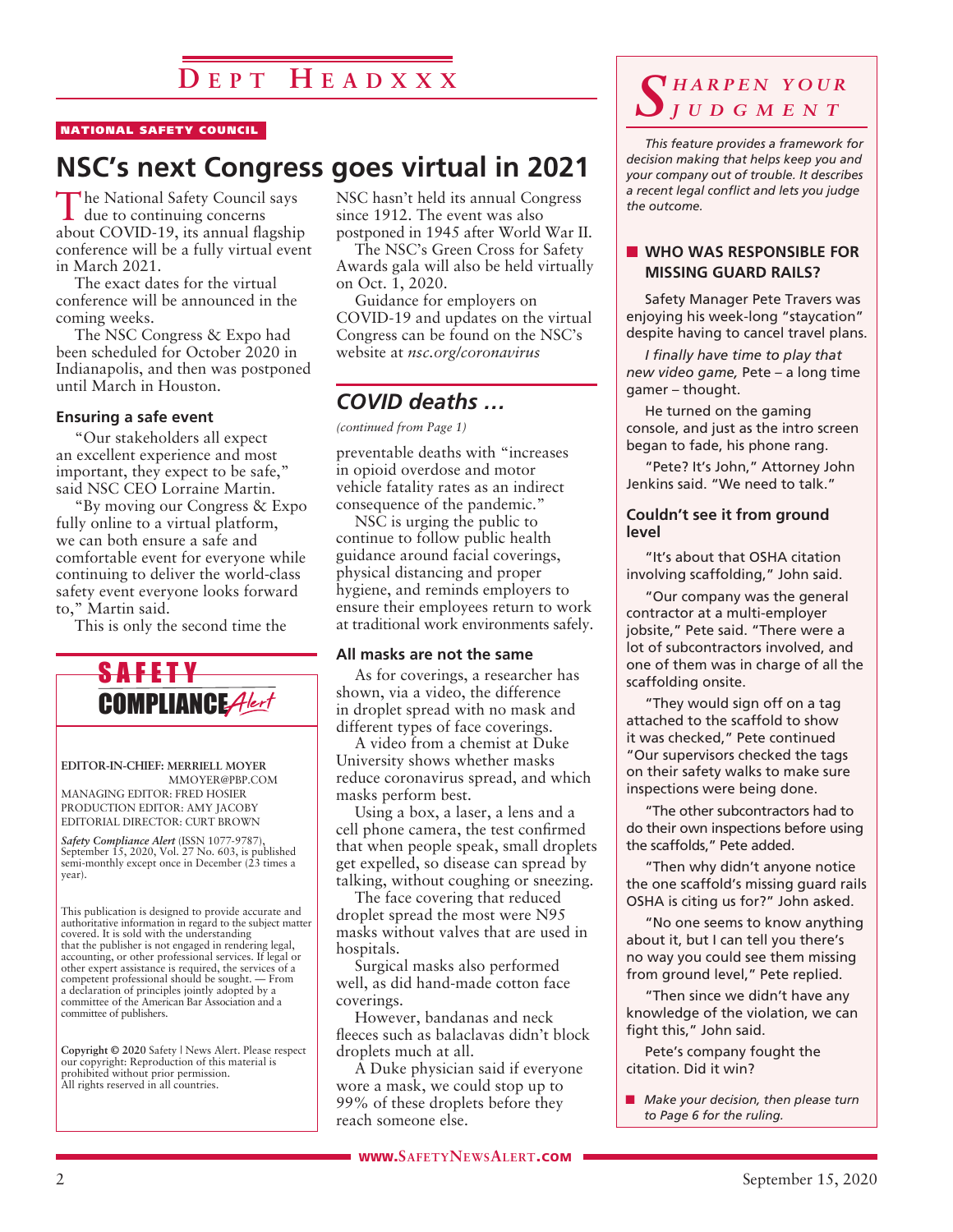NATIONAL SAFETY COUNCIL

# NSC's next Congress goes virtual in 2021

The National Safety Council says due to continuing concerns about COVID-19, its annual flagship conference will be a fully virtual event in March 2021.

The exact dates for the virtual conference will be announced in the coming weeks.

The NSC Congress & Expo had been scheduled for October 2020 in Indianapolis, and then was postponed until March in Houston.

### Ensuring a safe event

"Our stakeholders all expect an excellent experience and most important, they expect to be safe," said NSC CEO Lorraine Martin.

"By moving our Congress & Expo fully online to a virtual platform, we can both ensure a safe and comfortable event for everyone while continuing to deliver the world-class safety event everyone looks forward to," Martin said.

This is only the second time the NSC hasn't held its annual Congress since 1912. The event was also postponed in 1945 after World War II.

The NSC's Green Cross for Safety Awards gala will also be held virtually on Oct. 1, 2020.

Guidance for employers on COVID-19 and updates on the virtual Congress can be found on the NSC's website at *nsc.org/coronavirus*

## *COVID deaths …*

*(continued from Page 1)*

preventable deaths with "increases in opioid overdose and motor vehicle fatality rates as an indirect consequence of the pandemic."

NSC is urging the public to continue to follow public health guidance around facial coverings, physical distancing and proper hygiene, and reminds employers to ensure their employees return to work at traditional work environments safely.

### All masks are not the same

As for coverings, a researcher has shown, via a video, the difference in droplet spread with no mask and different types of face coverings.

A video from a chemist at Duke University shows whether masks reduce coronavirus spread, and which masks perform best.

Using a box, a laser, a lens and a cell phone camera, the test confirmed that when people speak, small droplets get expelled, so disease can spread by talking, without coughing or sneezing.

The face covering that reduced droplet spread the most were N95 masks without valves that are used in hospitals.

Surgical masks also performed well, as did hand-made cotton face coverings.

However, bandanas and neck fleeces such as balaclavas didn't block droplets much at all.

A Duke physician said if everyone wore a mask, we could stop up to 99% of these droplets before they reach someone else.

SAFETY COMPLIANCE *Alert*

EDITOR-IN-CHIEF: MERRIELL MOYER
MMOYER@PBP.COM
MANAGING EDITOR: FRED HOSIER
PRODUCTION EDITOR: AMY JACOBY
EDITORIAL DIRECTOR: CURT BROWN

*Safety Compliance Alert* (ISSN 1077-9787), September 15, 2020, Vol. 27 No. 603, is published semi-monthly except once in December (23 times a year).

This publication is designed to provide accurate and authoritative information in regard to the subject matter covered. It is sold with the understanding that the publisher is not engaged in rendering legal, accounting, or other professional services. If legal or other expert assistance is required, the services of a competent professional should be sought. — From a declaration of principles jointly adopted by a committee of the American Bar Association and a committee of publishers.

Copyright © 2020 Safety | News Alert. Please respect our copyright: Reproduction of this material is prohibited without prior permission. All rights reserved in all countries.

## *SHARPEN YOUR JUDGMENT*

*This feature provides a framework for decision making that helps keep you and your company out of trouble. It describes a recent legal conflict and lets you judge the outcome.*

### WHO WAS RESPONSIBLE FOR MISSING GUARD RAILS?

Safety Manager Pete Travers was enjoying his week-long "staycation" despite having to cancel travel plans.

*I finally have time to play that new video game,* Pete – a long time gamer – thought.

He turned on the gaming console, and just as the intro screen began to fade, his phone rang.

"Pete? It's John," Attorney John Jenkins said. "We need to talk."

### Couldn't see it from ground level

"It's about that OSHA citation involving scaffolding," John said.

"Our company was the general contractor at a multi-employer jobsite," Pete said. "There were a lot of subcontractors involved, and one of them was in charge of all the scaffolding onsite.

"They would sign off on a tag attached to the scaffold to show it was checked," Pete continued "Our supervisors checked the tags on their safety walks to make sure inspections were being done.

"The other subcontractors had to do their own inspections before using the scaffolds," Pete added.

"Then why didn't anyone notice the one scaffold's missing guard rails OSHA is citing us for?" John asked.

"No one seems to know anything about it, but I can tell you there's no way you could see them missing from ground level," Pete replied.

"Then since we didn't have any knowledge of the violation, we can fight this," John said.

Pete's company fought the citation. Did it win?

- *Make your decision, then please turn to Page 6 for the ruling.*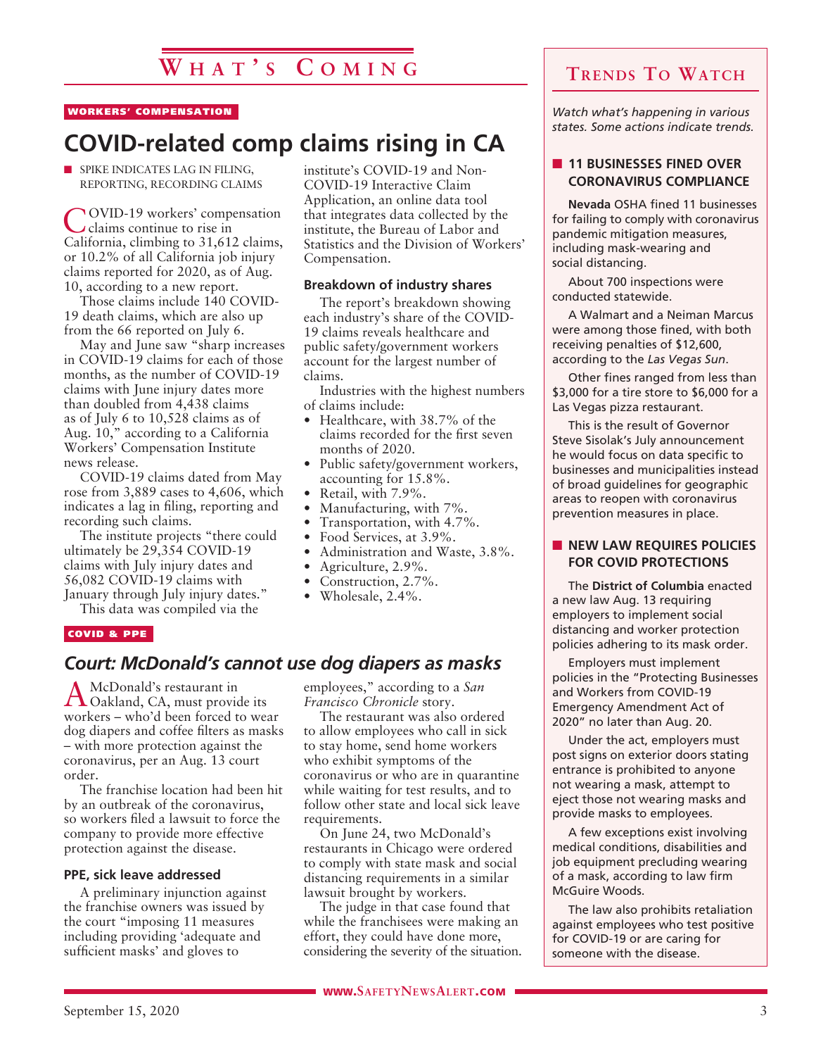# What's Coming

WORKERS' COMPENSATION

## COVID-related comp claims rising in CA

- SPIKE INDICATES LAG IN FILING, REPORTING, RECORDING CLAIMS

COVID-19 workers' compensation claims continue to rise in California, climbing to 31,612 claims, or 10.2% of all California job injury claims reported for 2020, as of Aug. 10, according to a new report.

Those claims include 140 COVID-19 death claims, which are also up from the 66 reported on July 6.

May and June saw "sharp increases in COVID-19 claims for each of those months, as the number of COVID-19 claims with June injury dates more than doubled from 4,438 claims as of July 6 to 10,528 claims as of Aug. 10," according to a California Workers' Compensation Institute news release.

COVID-19 claims dated from May rose from 3,889 cases to 4,606, which indicates a lag in filing, reporting and recording such claims.

The institute projects "there could ultimately be 29,354 COVID-19 claims with July injury dates and 56,082 COVID-19 claims with January through July injury dates."

This data was compiled via the institute's COVID-19 and Non-COVID-19 Interactive Claim Application, an online data tool that integrates data collected by the institute, the Bureau of Labor and Statistics and the Division of Workers' Compensation.

### Breakdown of industry shares

The report's breakdown showing each industry's share of the COVID-19 claims reveals healthcare and public safety/government workers account for the largest number of claims.

Industries with the highest numbers of claims include:

- Healthcare, with 38.7% of the claims recorded for the first seven months of 2020.
- Public safety/government workers, accounting for 15.8%.
- Retail, with 7.9%.
- Manufacturing, with 7%.
- Transportation, with 4.7%.
- Food Services, at 3.9%.
- Administration and Waste, 3.8%.
- Agriculture, 2.9%.
- Construction, 2.7%.
- Wholesale, 2.4%.

COVID & PPE

## *Court: McDonald's cannot use dog diapers as masks*

A McDonald's restaurant in Oakland, CA, must provide its workers – who'd been forced to wear dog diapers and coffee filters as masks – with more protection against the coronavirus, per an Aug. 13 court order.

The franchise location had been hit by an outbreak of the coronavirus, so workers filed a lawsuit to force the company to provide more effective protection against the disease.

### PPE, sick leave addressed

A preliminary injunction against the franchise owners was issued by the court "imposing 11 measures including providing 'adequate and sufficient masks' and gloves to employees," according to a *San Francisco Chronicle* story.

The restaurant was also ordered to allow employees who call in sick to stay home, send home workers who exhibit symptoms of the coronavirus or who are in quarantine while waiting for test results, and to follow other state and local sick leave requirements.

On June 24, two McDonald's restaurants in Chicago were ordered to comply with state mask and social distancing requirements in a similar lawsuit brought by workers.

The judge in that case found that while the franchisees were making an effort, they could have done more, considering the severity of the situation.

# Trends To Watch

*Watch what's happening in various states. Some actions indicate trends.*

### 11 BUSINESSES FINED OVER CORONAVIRUS COMPLIANCE

**Nevada** OSHA fined 11 businesses for failing to comply with coronavirus pandemic mitigation measures, including mask-wearing and social distancing.

About 700 inspections were conducted statewide.

A Walmart and a Neiman Marcus were among those fined, with both receiving penalties of $12,600, according to the *Las Vegas Sun*.

Other fines ranged from less than $3,000 for a tire store to $6,000 for a Las Vegas pizza restaurant.

This is the result of Governor Steve Sisolak's July announcement he would focus on data specific to businesses and municipalities instead of broad guidelines for geographic areas to reopen with coronavirus prevention measures in place.

### NEW LAW REQUIRES POLICIES FOR COVID PROTECTIONS

The **District of Columbia** enacted a new law Aug. 13 requiring employers to implement social distancing and worker protection policies adhering to its mask order.

Employers must implement policies in the "Protecting Businesses and Workers from COVID-19 Emergency Amendment Act of 2020" no later than Aug. 20.

Under the act, employers must post signs on exterior doors stating entrance is prohibited to anyone not wearing a mask, attempt to eject those not wearing masks and provide masks to employees.

A few exceptions exist involving medical conditions, disabilities and job equipment precluding wearing of a mask, according to law firm McGuire Woods.

The law also prohibits retaliation against employees who test positive for COVID-19 or are caring for someone with the disease.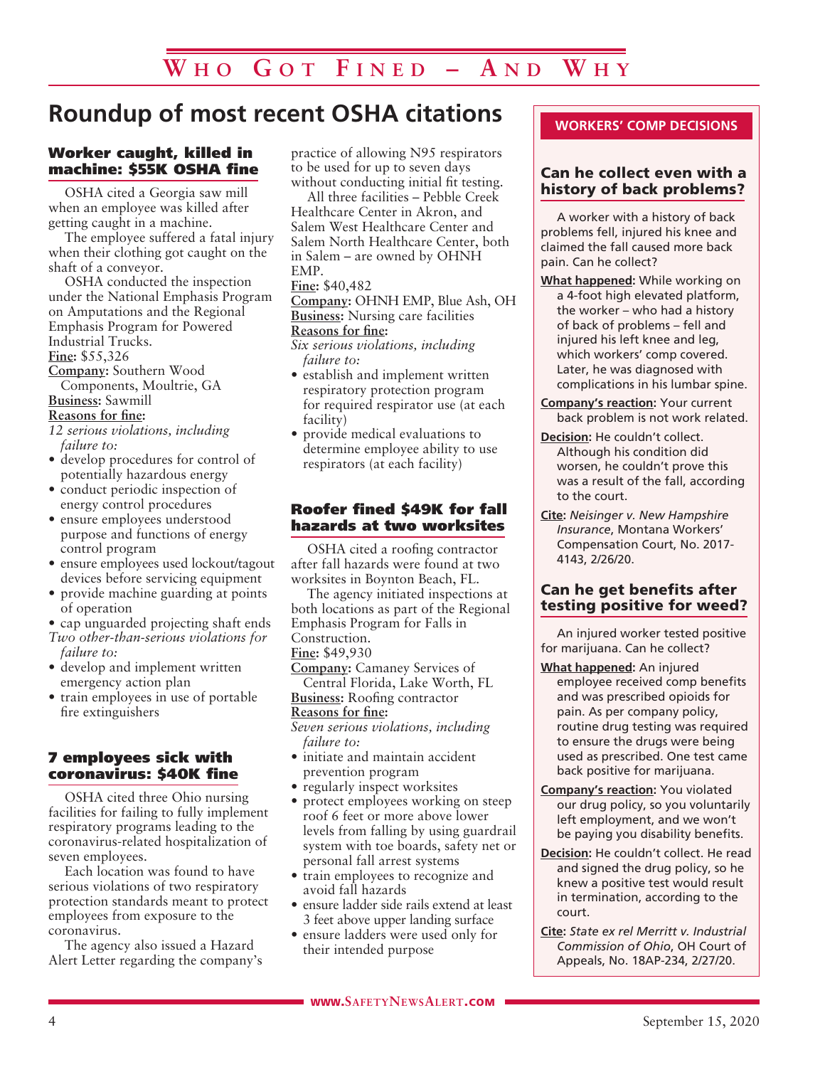# Roundup of most recent OSHA citations

## Worker caught, killed in machine: $55K OSHA fine

OSHA cited a Georgia saw mill when an employee was killed after getting caught in a machine.

The employee suffered a fatal injury when their clothing got caught on the shaft of a conveyor.

OSHA conducted the inspection under the National Emphasis Program on Amputations and the Regional Emphasis Program for Powered Industrial Trucks.

**Fine:** $55,326

**Company:** Southern Wood Components, Moultrie, GA

**Business:** Sawmill

**Reasons for fine:**

*12 serious violations, including failure to:*

- develop procedures for control of potentially hazardous energy
- conduct periodic inspection of energy control procedures
- ensure employees understood purpose and functions of energy control program
- ensure employees used lockout/tagout devices before servicing equipment
- provide machine guarding at points of operation
- cap unguarded projecting shaft ends

*Two other-than-serious violations for failure to:*

- develop and implement written emergency action plan
- train employees in use of portable fire extinguishers

## 7 employees sick with coronavirus: $40K fine

OSHA cited three Ohio nursing facilities for failing to fully implement respiratory programs leading to the coronavirus-related hospitalization of seven employees.

Each location was found to have serious violations of two respiratory protection standards meant to protect employees from exposure to the coronavirus.

The agency also issued a Hazard Alert Letter regarding the company's practice of allowing N95 respirators to be used for up to seven days without conducting initial fit testing.

All three facilities – Pebble Creek Healthcare Center in Akron, and Salem West Healthcare Center and Salem North Healthcare Center, both in Salem – are owned by OHNH EMP.

**Fine:** $40,482

**Company:** OHNH EMP, Blue Ash, OH

**Business:** Nursing care facilities

**Reasons for fine:**

*Six serious violations, including failure to:*

- establish and implement written respiratory protection program for required respirator use (at each facility)
- provide medical evaluations to determine employee ability to use respirators (at each facility)

## Roofer fined $49K for fall hazards at two worksites

OSHA cited a roofing contractor after fall hazards were found at two worksites in Boynton Beach, FL.

The agency initiated inspections at both locations as part of the Regional Emphasis Program for Falls in Construction.

**Fine:** $49,930

**Company:** Camaney Services of Central Florida, Lake Worth, FL

**Business:** Roofing contractor

**Reasons for fine:**

*Seven serious violations, including failure to:*

- initiate and maintain accident prevention program
- regularly inspect worksites
- protect employees working on steep roof 6 feet or more above lower levels from falling by using guardrail system with toe boards, safety net or personal fall arrest systems
- train employees to recognize and avoid fall hazards
- ensure ladder side rails extend at least 3 feet above upper landing surface
- ensure ladders were used only for their intended purpose

---

## WORKERS' COMP DECISIONS

### Can he collect even with a history of back problems?

A worker with a history of back problems fell, injured his knee and claimed the fall caused more back pain. Can he collect?

**What happened:** While working on a 4-foot high elevated platform, the worker – who had a history of back of problems – fell and injured his left knee and leg, which workers' comp covered. Later, he was diagnosed with complications in his lumbar spine.

**Company's reaction:** Your current back problem is not work related.

**Decision:** He couldn't collect. Although his condition did worsen, he couldn't prove this was a result of the fall, according to the court.

**Cite:** *Neisinger v. New Hampshire Insurance*, Montana Workers' Compensation Court, No. 2017-4143, 2/26/20.

### Can he get benefits after testing positive for weed?

An injured worker tested positive for marijuana. Can he collect?

**What happened:** An injured employee received comp benefits and was prescribed opioids for pain. As per company policy, routine drug testing was required to ensure the drugs were being used as prescribed. One test came back positive for marijuana.

**Company's reaction:** You violated our drug policy, so you voluntarily left employment, and we won't be paying you disability benefits.

**Decision:** He couldn't collect. He read and signed the drug policy, so he knew a positive test would result in termination, according to the court.

**Cite:** *State ex rel Merritt v. Industrial Commission of Ohio*, OH Court of Appeals, No. 18AP-234, 2/27/20.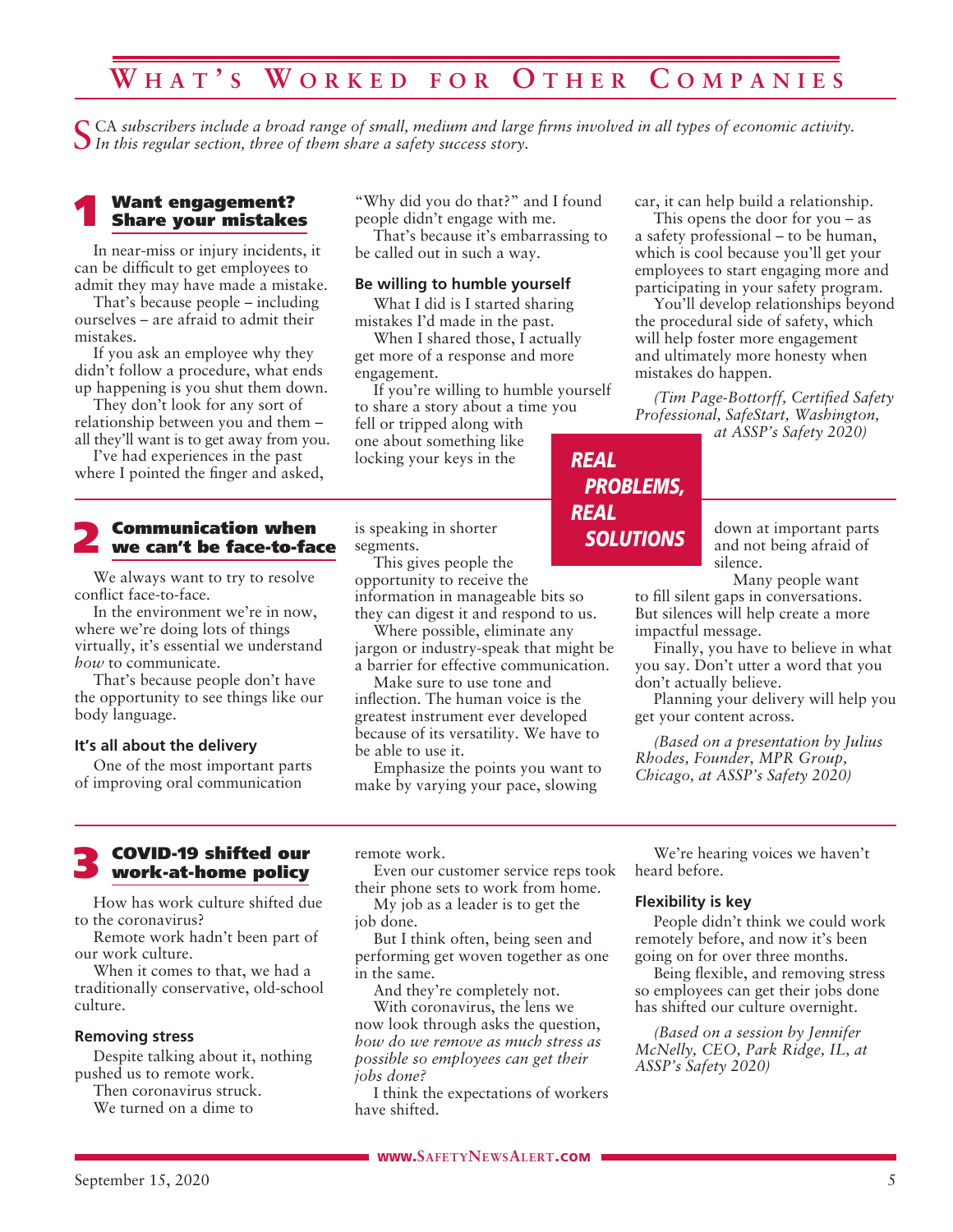# What's Worked for Other Companies

*SCA subscribers include a broad range of small, medium and large firms involved in all types of economic activity. In this regular section, three of them share a safety success story.*

## 1 Want engagement? Share your mistakes

In near-miss or injury incidents, it can be difficult to get employees to admit they may have made a mistake.

That's because people – including ourselves – are afraid to admit their mistakes.

If you ask an employee why they didn't follow a procedure, what ends up happening is you shut them down.

They don't look for any sort of relationship between you and them – all they'll want is to get away from you.

I've had experiences in the past where I pointed the finger and asked, "Why did you do that?" and I found people didn't engage with me.

That's because it's embarrassing to be called out in such a way.

### Be willing to humble yourself

What I did is I started sharing mistakes I'd made in the past.

When I shared those, I actually get more of a response and more engagement.

If you're willing to humble yourself to share a story about a time you fell or tripped along with one about something like locking your keys in the car, it can help build a relationship.

This opens the door for you – as a safety professional – to be human, which is cool because you'll get your employees to start engaging more and participating in your safety program.

You'll develop relationships beyond the procedural side of safety, which will help foster more engagement and ultimately more honesty when mistakes do happen.

*(Tim Page-Bottorff, Certified Safety Professional, SafeStart, Washington, at ASSP's Safety 2020)*

**REAL PROBLEMS, REAL SOLUTIONS**

## 2 Communication when we can't be face-to-face

We always want to try to resolve conflict face-to-face.

In the environment we're in now, where we're doing lots of things virtually, it's essential we understand *how* to communicate.

That's because people don't have the opportunity to see things like our body language.

### It's all about the delivery

One of the most important parts of improving oral communication is speaking in shorter segments.

This gives people the opportunity to receive the information in manageable bits so they can digest it and respond to us.

Where possible, eliminate any jargon or industry-speak that might be a barrier for effective communication.

Make sure to use tone and inflection. The human voice is the greatest instrument ever developed because of its versatility. We have to be able to use it.

Emphasize the points you want to make by varying your pace, slowing down at important parts and not being afraid of silence.

Many people want to fill silent gaps in conversations. But silences will help create a more impactful message.

Finally, you have to believe in what you say. Don't utter a word that you don't actually believe.

Planning your delivery will help you get your content across.

*(Based on a presentation by Julius Rhodes, Founder, MPR Group, Chicago, at ASSP's Safety 2020)*

## 3 COVID-19 shifted our work-at-home policy

How has work culture shifted due to the coronavirus?

Remote work hadn't been part of our work culture.

When it comes to that, we had a traditionally conservative, old-school culture.

### Removing stress

Despite talking about it, nothing pushed us to remote work.

Then coronavirus struck.

We turned on a dime to remote work.

Even our customer service reps took their phone sets to work from home.

My job as a leader is to get the job done.

But I think often, being seen and performing get woven together as one in the same.

And they're completely not.

With coronavirus, the lens we now look through asks the question, *how do we remove as much stress as possible so employees can get their jobs done?*

I think the expectations of workers have shifted.

We're hearing voices we haven't heard before.

### Flexibility is key

People didn't think we could work remotely before, and now it's been going on for over three months.

Being flexible, and removing stress so employees can get their jobs done has shifted our culture overnight.

*(Based on a session by Jennifer McNelly, CEO, Park Ridge, IL, at ASSP's Safety 2020)*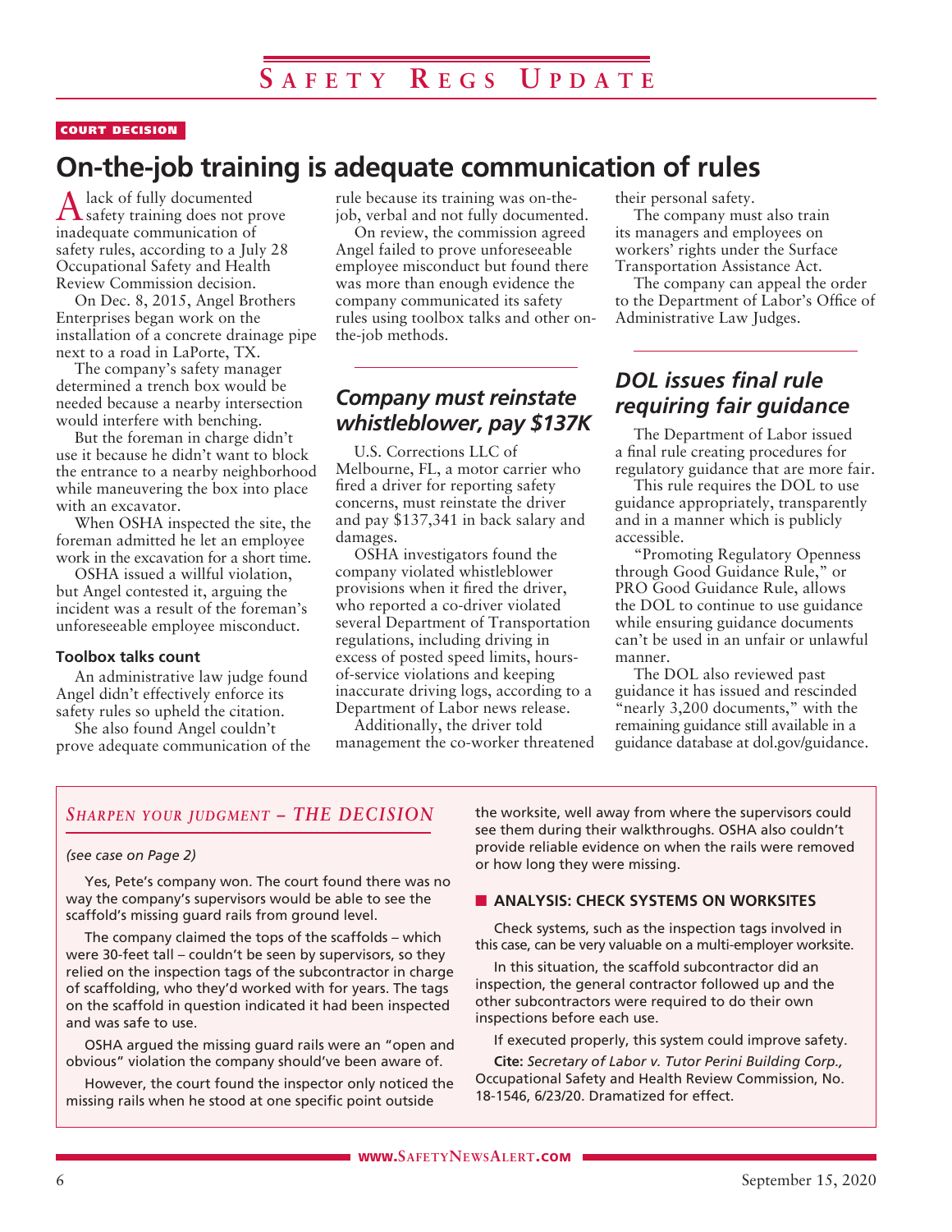COURT DECISION

# On-the-job training is adequate communication of rules

A lack of fully documented safety training does not prove inadequate communication of safety rules, according to a July 28 Occupational Safety and Health Review Commission decision.

On Dec. 8, 2015, Angel Brothers Enterprises began work on the installation of a concrete drainage pipe next to a road in LaPorte, TX.

The company's safety manager determined a trench box would be needed because a nearby intersection would interfere with benching.

But the foreman in charge didn't use it because he didn't want to block the entrance to a nearby neighborhood while maneuvering the box into place with an excavator.

When OSHA inspected the site, the foreman admitted he let an employee work in the excavation for a short time.

OSHA issued a willful violation, but Angel contested it, arguing the incident was a result of the foreman's unforeseeable employee misconduct.

### Toolbox talks count

An administrative law judge found Angel didn't effectively enforce its safety rules so upheld the citation.

She also found Angel couldn't prove adequate communication of the rule because its training was on-the-job, verbal and not fully documented.

On review, the commission agreed Angel failed to prove unforeseeable employee misconduct but found there was more than enough evidence the company communicated its safety rules using toolbox talks and other on-the-job methods.

## *Company must reinstate whistleblower, pay $137K*

U.S. Corrections LLC of Melbourne, FL, a motor carrier who fired a driver for reporting safety concerns, must reinstate the driver and pay $137,341 in back salary and damages.

OSHA investigators found the company violated whistleblower provisions when it fired the driver, who reported a co-driver violated several Department of Transportation regulations, including driving in excess of posted speed limits, hours-of-service violations and keeping inaccurate driving logs, according to a Department of Labor news release.

Additionally, the driver told management the co-worker threatened their personal safety.

The company must also train its managers and employees on workers' rights under the Surface Transportation Assistance Act.

The company can appeal the order to the Department of Labor's Office of Administrative Law Judges.

## *DOL issues final rule requiring fair guidance*

The Department of Labor issued a final rule creating procedures for regulatory guidance that are more fair.

This rule requires the DOL to use guidance appropriately, transparently and in a manner which is publicly accessible.

"Promoting Regulatory Openness through Good Guidance Rule," or PRO Good Guidance Rule, allows the DOL to continue to use guidance while ensuring guidance documents can't be used in an unfair or unlawful manner.

The DOL also reviewed past guidance it has issued and rescinded "nearly 3,200 documents," with the remaining guidance still available in a guidance database at dol.gov/guidance.

---

## *Sharpen your judgment – THE DECISION*

*(see case on Page 2)*

Yes, Pete's company won. The court found there was no way the company's supervisors would be able to see the scaffold's missing guard rails from ground level.

The company claimed the tops of the scaffolds – which were 30-feet tall – couldn't be seen by supervisors, so they relied on the inspection tags of the subcontractor in charge of scaffolding, who they'd worked with for years. The tags on the scaffold in question indicated it had been inspected and was safe to use.

OSHA argued the missing guard rails were an "open and obvious" violation the company should've been aware of.

However, the court found the inspector only noticed the missing rails when he stood at one specific point outside the worksite, well away from where the supervisors could see them during their walkthroughs. OSHA also couldn't provide reliable evidence on when the rails were removed or how long they were missing.

### ■ ANALYSIS: CHECK SYSTEMS ON WORKSITES

Check systems, such as the inspection tags involved in this case, can be very valuable on a multi-employer worksite.

In this situation, the scaffold subcontractor did an inspection, the general contractor followed up and the other subcontractors were required to do their own inspections before each use.

If executed properly, this system could improve safety.

**Cite:** *Secretary of Labor v. Tutor Perini Building Corp.,* Occupational Safety and Health Review Commission, No. 18-1546, 6/23/20. Dramatized for effect.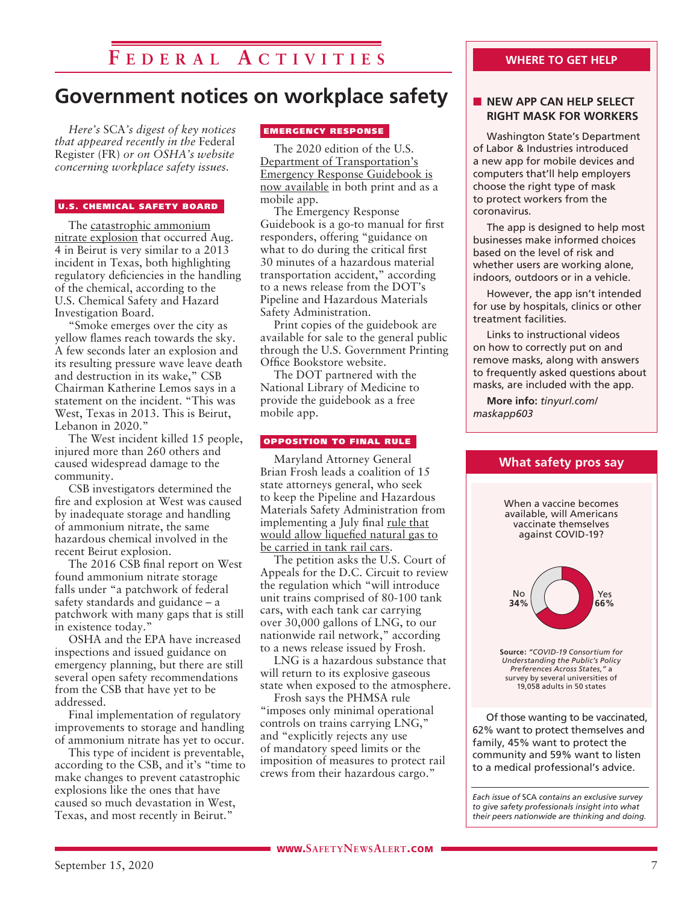# Federal Activities

## Government notices on workplace safety

*Here's* SCA*'s digest of key notices that appeared recently in the* Federal Register (FR) *or on OSHA's website concerning workplace safety issues.*

### U.S. CHEMICAL SAFETY BOARD

The catastrophic ammonium nitrate explosion that occurred Aug. 4 in Beirut is very similar to a 2013 incident in Texas, both highlighting regulatory deficiencies in the handling of the chemical, according to the U.S. Chemical Safety and Hazard Investigation Board.

"Smoke emerges over the city as yellow flames reach towards the sky. A few seconds later an explosion and its resulting pressure wave leave death and destruction in its wake," CSB Chairman Katherine Lemos says in a statement on the incident. "This was West, Texas in 2013. This is Beirut, Lebanon in 2020."

The West incident killed 15 people, injured more than 260 others and caused widespread damage to the community.

CSB investigators determined the fire and explosion at West was caused by inadequate storage and handling of ammonium nitrate, the same hazardous chemical involved in the recent Beirut explosion.

The 2016 CSB final report on West found ammonium nitrate storage falls under "a patchwork of federal safety standards and guidance – a patchwork with many gaps that is still in existence today."

OSHA and the EPA have increased inspections and issued guidance on emergency planning, but there are still several open safety recommendations from the CSB that have yet to be addressed.

Final implementation of regulatory improvements to storage and handling of ammonium nitrate has yet to occur.

This type of incident is preventable, according to the CSB, and it's "time to make changes to prevent catastrophic explosions like the ones that have caused so much devastation in West, Texas, and most recently in Beirut."

### EMERGENCY RESPONSE

The 2020 edition of the U.S. Department of Transportation's Emergency Response Guidebook is now available in both print and as a mobile app.

The Emergency Response Guidebook is a go-to manual for first responders, offering "guidance on what to do during the critical first 30 minutes of a hazardous material transportation accident," according to a news release from the DOT's Pipeline and Hazardous Materials Safety Administration.

Print copies of the guidebook are available for sale to the general public through the U.S. Government Printing Office Bookstore website.

The DOT partnered with the National Library of Medicine to provide the guidebook as a free mobile app.

### OPPOSITION TO FINAL RULE

Maryland Attorney General Brian Frosh leads a coalition of 15 state attorneys general, who seek to keep the Pipeline and Hazardous Materials Safety Administration from implementing a July final rule that would allow liquefied natural gas to be carried in tank rail cars.

The petition asks the U.S. Court of Appeals for the D.C. Circuit to review the regulation which "will introduce unit trains comprised of 80-100 tank cars, with each tank car carrying over 30,000 gallons of LNG, to our nationwide rail network," according to a news release issued by Frosh.

LNG is a hazardous substance that will return to its explosive gaseous state when exposed to the atmosphere.

Frosh says the PHMSA rule "imposes only minimal operational controls on trains carrying LNG," and "explicitly rejects any use of mandatory speed limits or the imposition of measures to protect rail crews from their hazardous cargo."

## WHERE TO GET HELP

### NEW APP CAN HELP SELECT RIGHT MASK FOR WORKERS

Washington State's Department of Labor & Industries introduced a new app for mobile devices and computers that'll help employers choose the right type of mask to protect workers from the coronavirus.

The app is designed to help most businesses make informed choices based on the level of risk and whether users are working alone, indoors, outdoors or in a vehicle.

However, the app isn't intended for use by hospitals, clinics or other treatment facilities.

Links to instructional videos on how to correctly put on and remove masks, along with answers to frequently asked questions about masks, are included with the app.

**More info:** *tinyurl.com/maskapp603*

## What safety pros say

When a vaccine becomes available, will Americans vaccinate themselves against COVID-19?

No 34%

Yes 66%

**Source:** *"COVID-19 Consortium for Understanding the Public's Policy Preferences Across States,"* a survey by several universities of 19,058 adults in 50 states

Of those wanting to be vaccinated, 62% want to protect themselves and family, 45% want to protect the community and 59% want to listen to a medical professional's advice.

*Each issue of* SCA *contains an exclusive survey to give safety professionals insight into what their peers nationwide are thinking and doing.*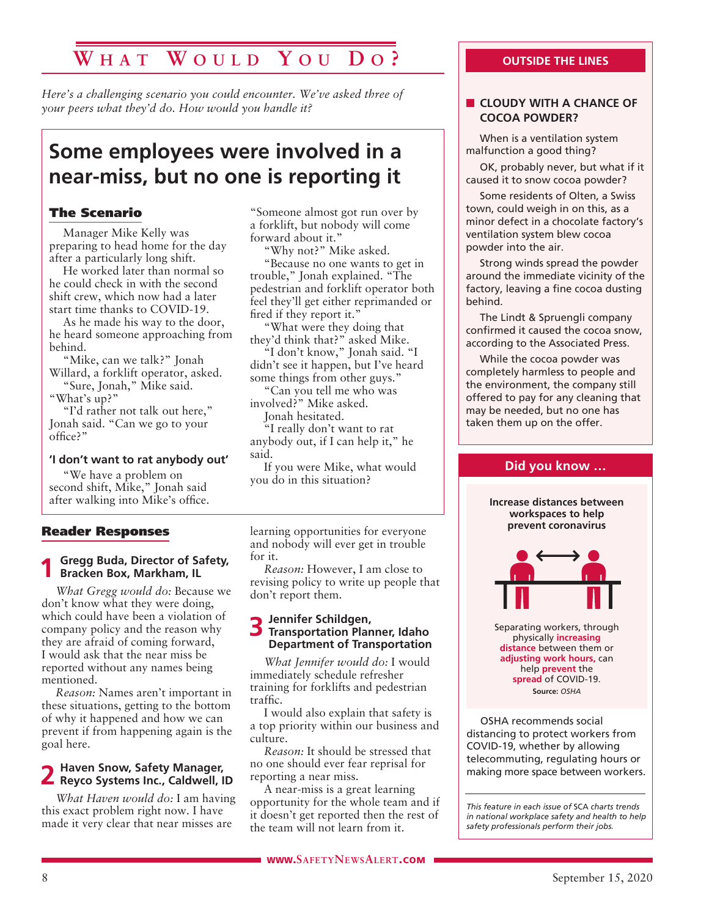# What Would You Do?

*Here's a challenging scenario you could encounter. We've asked three of your peers what they'd do. How would you handle it?*

## Some employees were involved in a near-miss, but no one is reporting it

### The Scenario

Manager Mike Kelly was preparing to head home for the day after a particularly long shift.

He worked later than normal so he could check in with the second shift crew, which now had a later start time thanks to COVID-19.

As he made his way to the door, he heard someone approaching from behind.

"Mike, can we talk?" Jonah Willard, a forklift operator, asked.

"Sure, Jonah," Mike said. "What's up?"

"I'd rather not talk out here," Jonah said. "Can we go to your office?"

#### 'I don't want to rat anybody out'

"We have a problem on second shift, Mike," Jonah said after walking into Mike's office. "Someone almost got run over by a forklift, but nobody will come forward about it."

"Why not?" Mike asked.

"Because no one wants to get in trouble," Jonah explained. "The pedestrian and forklift operator both feel they'll get either reprimanded or fired if they report it."

"What were they doing that they'd think that?" asked Mike.

"I don't know," Jonah said. "I didn't see it happen, but I've heard some things from other guys."

"Can you tell me who was involved?" Mike asked.

Jonah hesitated.

"I really don't want to rat anybody out, if I can help it," he said.

If you were Mike, what would you do in this situation?

### Reader Responses

#### 1 Gregg Buda, Director of Safety, Bracken Box, Markham, IL

*What Gregg would do:* Because we don't know what they were doing, which could have been a violation of company policy and the reason why they are afraid of coming forward, I would ask that the near miss be reported without any names being mentioned.

*Reason:* Names aren't important in these situations, getting to the bottom of why it happened and how we can prevent if from happening again is the goal here.

#### 2 Haven Snow, Safety Manager, Reyco Systems Inc., Caldwell, ID

*What Haven would do:* I am having this exact problem right now. I have made it very clear that near misses are learning opportunities for everyone and nobody will ever get in trouble for it.

*Reason:* However, I am close to revising policy to write up people that don't report them.

#### 3 Jennifer Schildgen, Transportation Planner, Idaho Department of Transportation

*What Jennifer would do:* I would immediately schedule refresher training for forklifts and pedestrian traffic.

I would also explain that safety is a top priority within our business and culture.

*Reason:* It should be stressed that no one should ever fear reprisal for reporting a near miss.

A near-miss is a great learning opportunity for the whole team and if it doesn't get reported then the rest of the team will not learn from it.

---

## OUTSIDE THE LINES

### CLOUDY WITH A CHANCE OF COCOA POWDER?

When is a ventilation system malfunction a good thing?

OK, probably never, but what if it caused it to snow cocoa powder?

Some residents of Olten, a Swiss town, could weigh in on this, as a minor defect in a chocolate factory's ventilation system blew cocoa powder into the air.

Strong winds spread the powder around the immediate vicinity of the factory, leaving a fine cocoa dusting behind.

The Lindt & Spruengli company confirmed it caused the cocoa snow, according to the Associated Press.

While the cocoa powder was completely harmless to people and the environment, the company still offered to pay for any cleaning that may be needed, but no one has taken them up on the offer.

## Did you know …

**Increase distances between workspaces to help prevent coronavirus**

Separating workers, through physically **increasing distance** between them or **adjusting work hours,** can help **prevent** the **spread** of COVID-19.

**Source:** *OSHA*

OSHA recommends social distancing to protect workers from COVID-19, whether by allowing telecommuting, regulating hours or making more space between workers.

*This feature in each issue of SCA charts trends in national workplace safety and health to help safety professionals perform their jobs.*